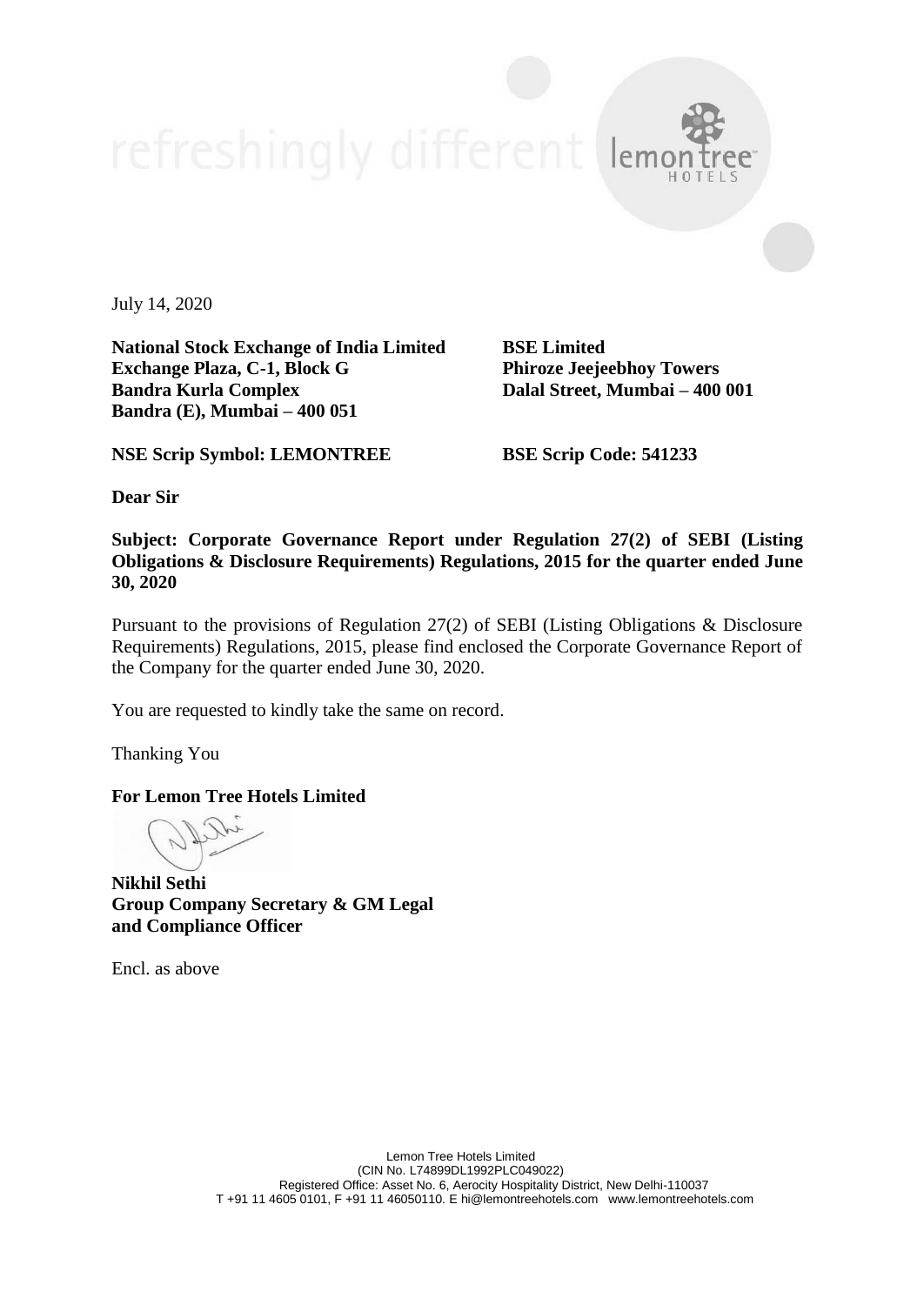July 14, 2020

**National Stock Exchange of India Limited**
**Exchange Plaza, C-1, Block G**
**Bandra Kurla Complex**
**Bandra (E), Mumbai – 400 051**

**BSE Limited**
**Phiroze Jeejeebhoy Towers**
**Dalal Street, Mumbai – 400 001**

**NSE Scrip Symbol: LEMONTREE**

**BSE Scrip Code: 541233**

**Dear Sir**

**Subject: Corporate Governance Report under Regulation 27(2) of SEBI (Listing Obligations & Disclosure Requirements) Regulations, 2015 for the quarter ended June 30, 2020**

Pursuant to the provisions of Regulation 27(2) of SEBI (Listing Obligations & Disclosure Requirements) Regulations, 2015, please find enclosed the Corporate Governance Report of the Company for the quarter ended June 30, 2020.

You are requested to kindly take the same on record.

Thanking You

**For Lemon Tree Hotels Limited**

**Nikhil Sethi**
**Group Company Secretary & GM Legal and Compliance Officer**

Encl. as above

Lemon Tree Hotels Limited
(CIN No. L74899DL1992PLC049022)
Registered Office: Asset No. 6, Aerocity Hospitality District, New Delhi-110037
T +91 11 4605 0101, F +91 11 46050110. E hi@lemontreehotels.com www.lemontreehotels.com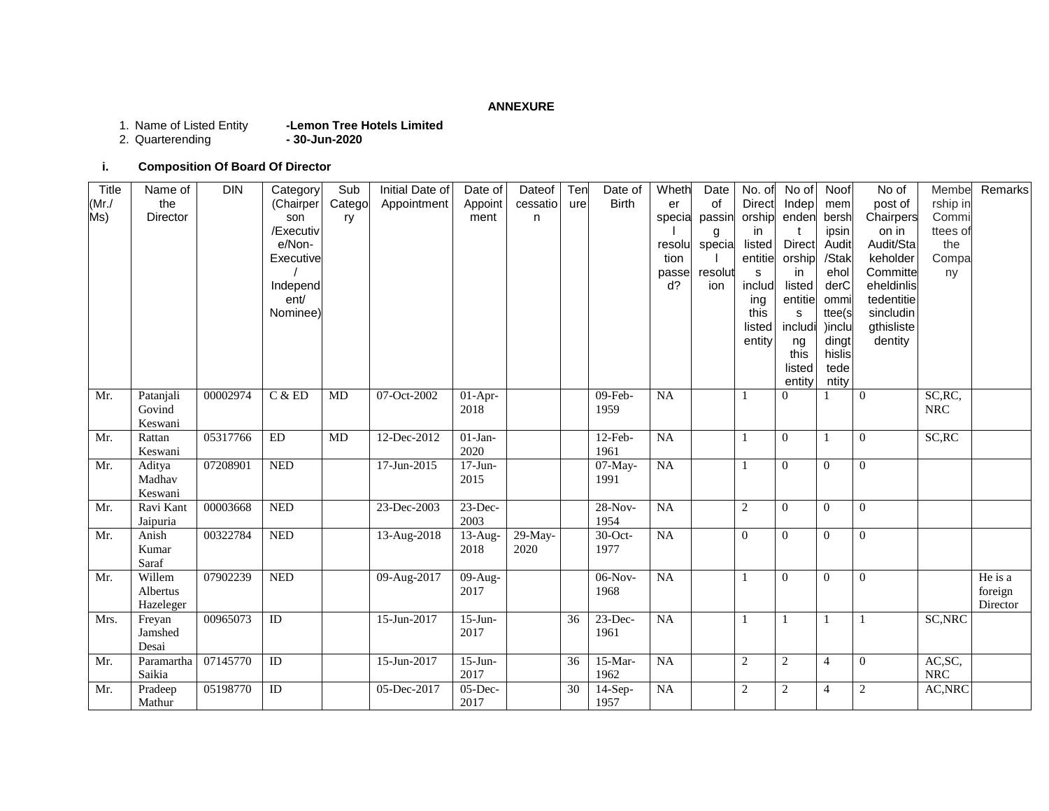**ANNEXURE**

1. Name of Listed Entity **-Lemon Tree Hotels Limited**
2. Quarterending **- 30-Jun-2020**

**i. Composition Of Board Of Director**

| Title (Mr./ Ms) | Name of the Director | DIN | Category (Chairperson /Executive/Non-Executive/ Independent/ Nominee) | Sub Category | Initial Date of Appointment | Date of Appointment | Dateof cessation | Tenure | Date of Birth | Whether special resolution passed? | Date of passing special resolution | No. of Directorship in listed entities including this listed entity | No of Independent Directorship in listed entities including this listed entity | Noof membershipsin Audit/Stakeholder Committee(s) includingthislistedentity | No of post of Chairperson in Audit/Stakeholder Committeeheldinlistedentitiesincludingthislistedentity | Membership in Committees of the Company | Remarks |
|---|---|---|---|---|---|---|---|---|---|---|---|---|---|---|---|---|---|
| Mr. | Patanjali Govind Keswani | 00002974 | C & ED | MD | 07-Oct-2002 | 01-Apr-2018 | | | 09-Feb-1959 | NA | | 1 | 0 | 1 | 0 | SC,RC, NRC | |
| Mr. | Rattan Keswani | 05317766 | ED | MD | 12-Dec-2012 | 01-Jan-2020 | | | 12-Feb-1961 | NA | | 1 | 0 | 1 | 0 | SC,RC | |
| Mr. | Aditya Madhav Keswani | 07208901 | NED | | 17-Jun-2015 | 17-Jun-2015 | | | 07-May-1991 | NA | | 1 | 0 | 0 | 0 | | |
| Mr. | Ravi Kant Jaipuria | 00003668 | NED | | 23-Dec-2003 | 23-Dec-2003 | | | 28-Nov-1954 | NA | | 2 | 0 | 0 | 0 | | |
| Mr. | Anish Kumar Saraf | 00322784 | NED | | 13-Aug-2018 | 13-Aug-2018 | 29-May-2020 | | 30-Oct-1977 | NA | | 0 | 0 | 0 | 0 | | |
| Mr. | Willem Albertus Hazeleger | 07902239 | NED | | 09-Aug-2017 | 09-Aug-2017 | | | 06-Nov-1968 | NA | | 1 | 0 | 0 | 0 | | He is a foreign Director |
| Mrs. | Freyan Jamshed Desai | 00965073 | ID | | 15-Jun-2017 | 15-Jun-2017 | | 36 | 23-Dec-1961 | NA | | 1 | 1 | 1 | 1 | SC,NRC | |
| Mr. | Paramartha Saikia | 07145770 | ID | | 15-Jun-2017 | 15-Jun-2017 | | 36 | 15-Mar-1962 | NA | | 2 | 2 | 4 | 0 | AC,SC, NRC | |
| Mr. | Pradeep Mathur | 05198770 | ID | | 05-Dec-2017 | 05-Dec-2017 | | 30 | 14-Sep-1957 | NA | | 2 | 2 | 4 | 2 | AC,NRC | |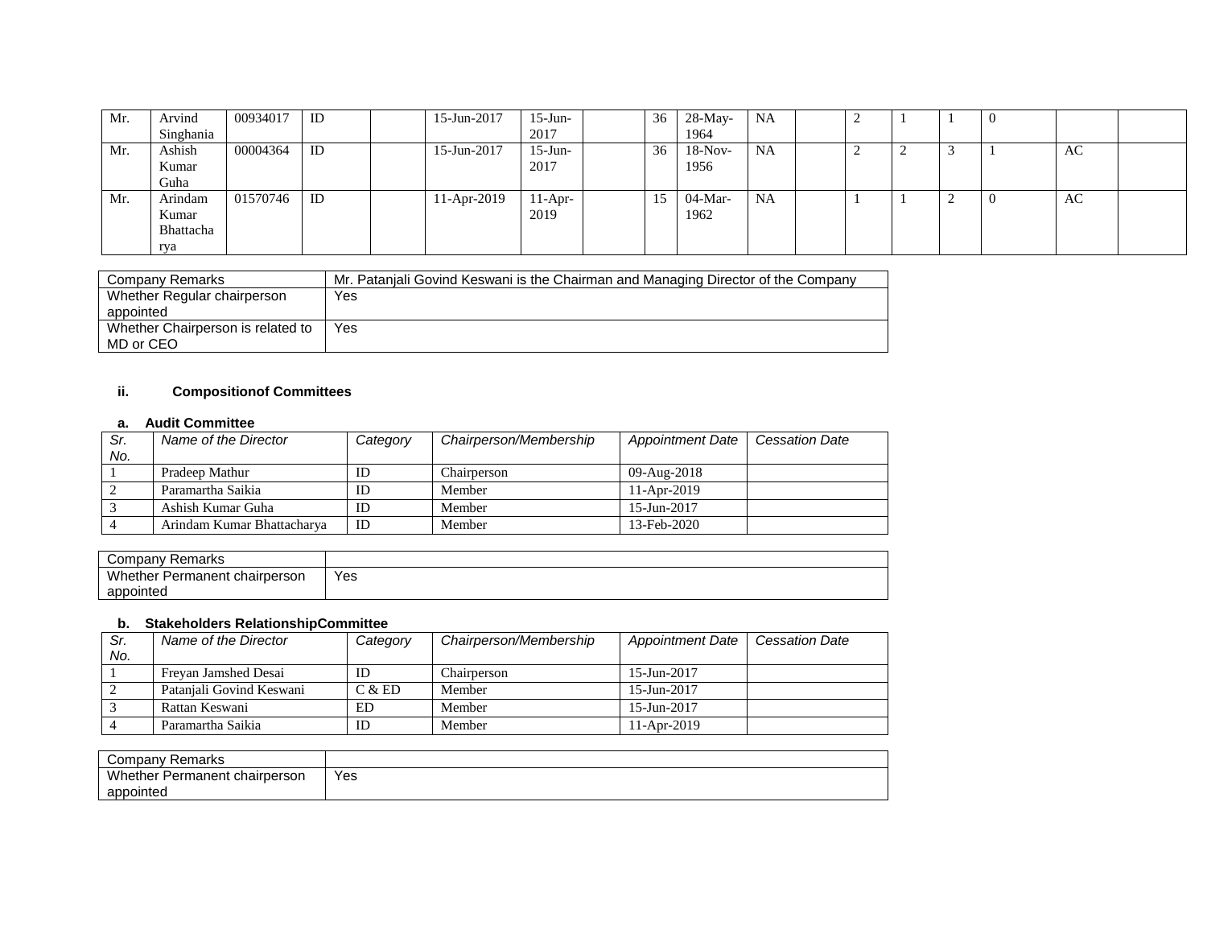| Mr. | Arvind Singhania | 00934017 | ID | | 15-Jun-2017 | 15-Jun-2017 | | 36 | 28-May-1964 | NA | | 2 | 1 | 1 | 0 | | |
|---|---|---|---|---|---|---|---|---|---|---|---|---|---|---|---|---|---|
| Mr. | Ashish Kumar Guha | 00004364 | ID | | 15-Jun-2017 | 15-Jun-2017 | | 36 | 18-Nov-1956 | NA | | 2 | 2 | 3 | 1 | AC | |
| Mr. | Arindam Kumar Bhattacharya | 01570746 | ID | | 11-Apr-2019 | 11-Apr-2019 | | 15 | 04-Mar-1962 | NA | | 1 | 1 | 2 | 0 | AC | |

| Company Remarks | Mr. Patanjali Govind Keswani is the Chairman and Managing Director of the Company |
|---|---|
| Whether Regular chairperson appointed | Yes |
| Whether Chairperson is related to MD or CEO | Yes |

## ii. Compositionof Committees

### a. Audit Committee

| Sr. No. | Name of the Director | Category | Chairperson/Membership | Appointment Date | Cessation Date |
|---|---|---|---|---|---|
| 1 | Pradeep Mathur | ID | Chairperson | 09-Aug-2018 | |
| 2 | Paramartha Saikia | ID | Member | 11-Apr-2019 | |
| 3 | Ashish Kumar Guha | ID | Member | 15-Jun-2017 | |
| 4 | Arindam Kumar Bhattacharya | ID | Member | 13-Feb-2020 | |

| Company Remarks | |
|---|---|
| Whether Permanent chairperson appointed | Yes |

### b. Stakeholders RelationshipCommittee

| Sr. No. | Name of the Director | Category | Chairperson/Membership | Appointment Date | Cessation Date |
|---|---|---|---|---|---|
| 1 | Freyan Jamshed Desai | ID | Chairperson | 15-Jun-2017 | |
| 2 | Patanjali Govind Keswani | C & ED | Member | 15-Jun-2017 | |
| 3 | Rattan Keswani | ED | Member | 15-Jun-2017 | |
| 4 | Paramartha Saikia | ID | Member | 11-Apr-2019 | |

| Company Remarks | |
|---|---|
| Whether Permanent chairperson appointed | Yes |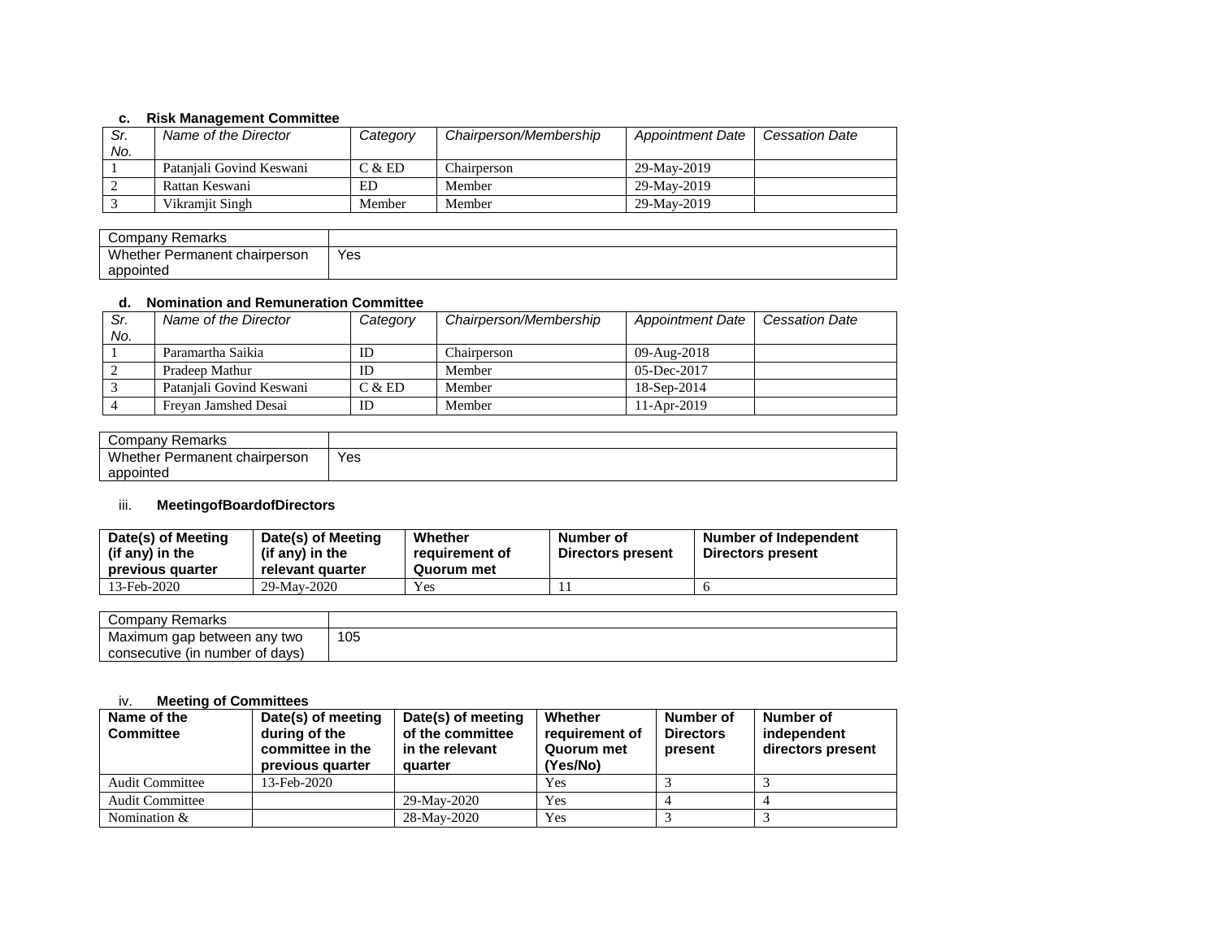### c. Risk Management Committee

| Sr. No. | Name of the Director | Category | Chairperson/Membership | Appointment Date | Cessation Date |
|---|---|---|---|---|---|
| 1 | Patanjali Govind Keswani | C & ED | Chairperson | 29-May-2019 | |
| 2 | Rattan Keswani | ED | Member | 29-May-2019 | |
| 3 | Vikramjit Singh | Member | Member | 29-May-2019 | |

| Company Remarks | |
|---|---|
| Whether Permanent chairperson appointed | Yes |

### d. Nomination and Remuneration Committee

| Sr. No. | Name of the Director | Category | Chairperson/Membership | Appointment Date | Cessation Date |
|---|---|---|---|---|---|
| 1 | Paramartha Saikia | ID | Chairperson | 09-Aug-2018 | |
| 2 | Pradeep Mathur | ID | Member | 05-Dec-2017 | |
| 3 | Patanjali Govind Keswani | C & ED | Member | 18-Sep-2014 | |
| 4 | Freyan Jamshed Desai | ID | Member | 11-Apr-2019 | |

| Company Remarks | |
|---|---|
| Whether Permanent chairperson appointed | Yes |

### iii. MeetingofBoardofDirectors

| Date(s) of Meeting (if any) in the previous quarter | Date(s) of Meeting (if any) in the relevant quarter | Whether requirement of Quorum met | Number of Directors present | Number of Independent Directors present |
|---|---|---|---|---|
| 13-Feb-2020 | 29-May-2020 | Yes | 11 | 6 |

| Company Remarks | |
|---|---|
| Maximum gap between any two consecutive (in number of days) | 105 |

### iv. Meeting of Committees

| Name of the Committee | Date(s) of meeting during of the committee in the previous quarter | Date(s) of meeting of the committee in the relevant quarter | Whether requirement of Quorum met (Yes/No) | Number of Directors present | Number of independent directors present |
|---|---|---|---|---|---|
| Audit Committee | 13-Feb-2020 | | Yes | 3 | 3 |
| Audit Committee | | 29-May-2020 | Yes | 4 | 4 |
| Nomination & | | 28-May-2020 | Yes | 3 | 3 |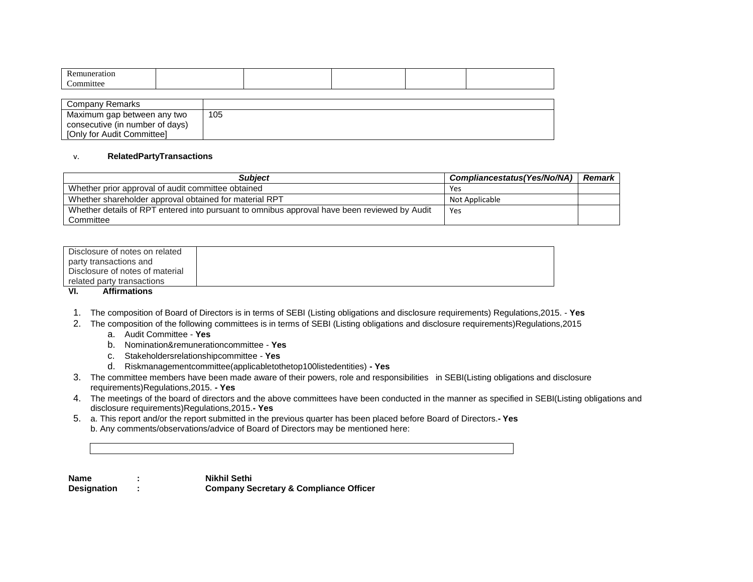| | | | | | |
|---|---|---|---|---|---|
| Remuneration Committee | | | | | |

| | |
|---|---|
| Company Remarks | |
| Maximum gap between any two consecutive (in number of days) [Only for Audit Committee] | 105 |

v. **RelatedPartyTransactions**

| ***Subject*** | ***Compliancestatus(Yes/No/NA)*** | ***Remark*** |
|---|---|---|
| Whether prior approval of audit committee obtained | Yes | |
| Whether shareholder approval obtained for material RPT | Not Applicable | |
| Whether details of RPT entered into pursuant to omnibus approval have been reviewed by Audit Committee | Yes | |

| | |
|---|---|
| Disclosure of notes on related party transactions and Disclosure of notes of material related party transactions | |

**VI. Affirmations**

1. The composition of Board of Directors is in terms of SEBI (Listing obligations and disclosure requirements) Regulations,2015. - **Yes**
2. The composition of the following committees is in terms of SEBI (Listing obligations and disclosure requirements)Regulations,2015
   a. Audit Committee - **Yes**
   b. Nomination&remunerationcommittee - **Yes**
   c. Stakeholdersrelationshipcommittee - **Yes**
   d. Riskmanagementcommittee(applicabletothetop100listedentities) **- Yes**
3. The committee members have been made aware of their powers, role and responsibilities in SEBI(Listing obligations and disclosure requirements)Regulations,2015. **- Yes**
4. The meetings of the board of directors and the above committees have been conducted in the manner as specified in SEBI(Listing obligations and disclosure requirements)Regulations,2015.**- Yes**
5. a. This report and/or the report submitted in the previous quarter has been placed before Board of Directors.**- Yes**
   b. Any comments/observations/advice of Board of Directors may be mentioned here:

| |
|---|
| |

**Name** : **Nikhil Sethi**
**Designation** : **Company Secretary & Compliance Officer**